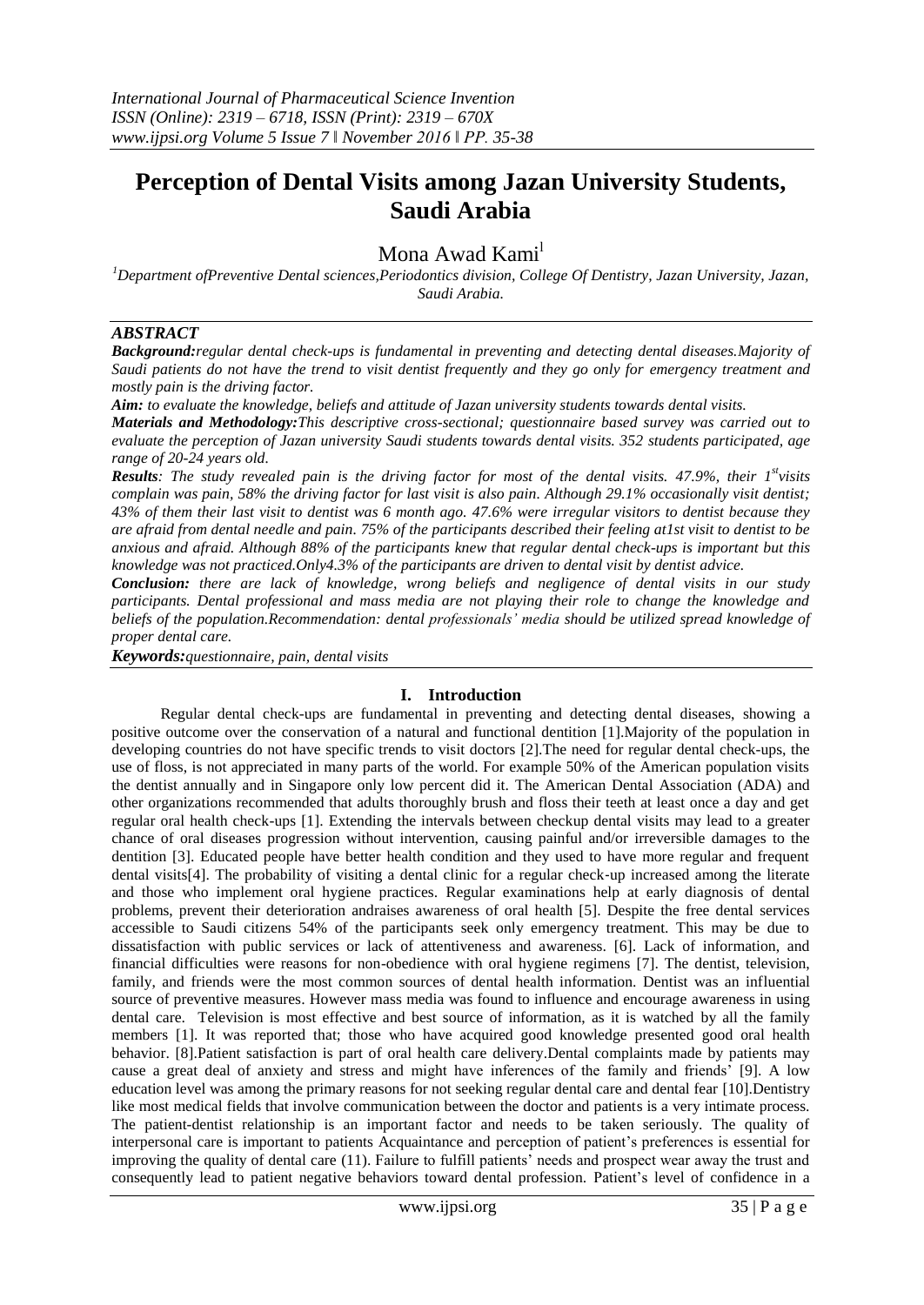# Perception of Dental Visits among Jazan University Students, Saudi Arabia

Mona Awad Kami[1]

[1]Department ofPreventive Dental sciences,Periodontics division, College Of Dentistry, Jazan University, Jazan, Saudi Arabia.

## *ABSTRACT*

***Background:****regular dental check-ups is fundamental in preventing and detecting dental diseases.Majority of Saudi patients do not have the trend to visit dentist frequently and they go only for emergency treatment and mostly pain is the driving factor.*

***Aim:*** *to evaluate the knowledge, beliefs and attitude of Jazan university students towards dental visits.*

***Materials and Methodology:****This descriptive cross-sectional; questionnaire based survey was carried out to evaluate the perception of Jazan university Saudi students towards dental visits. 352 students participated, age range of 20-24 years old.*

***Results****: The study revealed pain is the driving factor for most of the dental visits. 47.9%, their 1st visits complain was pain, 58% the driving factor for last visit is also pain. Although 29.1% occasionally visit dentist; 43% of them their last visit to dentist was 6 month ago. 47.6% were irregular visitors to dentist because they are afraid from dental needle and pain. 75% of the participants described their feeling at1st visit to dentist to be anxious and afraid. Although 88% of the participants knew that regular dental check-ups is important but this knowledge was not practiced.Only4.3% of the participants are driven to dental visit by dentist advice.*

***Conclusion:*** *there are lack of knowledge, wrong beliefs and negligence of dental visits in our study participants. Dental professional and mass media are not playing their role to change the knowledge and beliefs of the population.Recommendation: dental professionals' media should be utilized spread knowledge of proper dental care.*

***Keywords:****questionnaire, pain, dental visits*

## I. Introduction

Regular dental check-ups are fundamental in preventing and detecting dental diseases, showing a positive outcome over the conservation of a natural and functional dentition [1].Majority of the population in developing countries do not have specific trends to visit doctors [2].The need for regular dental check-ups, the use of floss, is not appreciated in many parts of the world. For example 50% of the American population visits the dentist annually and in Singapore only low percent did it. The American Dental Association (ADA) and other organizations recommended that adults thoroughly brush and floss their teeth at least once a day and get regular oral health check-ups [1]. Extending the intervals between checkup dental visits may lead to a greater chance of oral diseases progression without intervention, causing painful and/or irreversible damages to the dentition [3]. Educated people have better health condition and they used to have more regular and frequent dental visits[4]. The probability of visiting a dental clinic for a regular check-up increased among the literate and those who implement oral hygiene practices. Regular examinations help at early diagnosis of dental problems, prevent their deterioration andraises awareness of oral health [5]. Despite the free dental services accessible to Saudi citizens 54% of the participants seek only emergency treatment. This may be due to dissatisfaction with public services or lack of attentiveness and awareness. [6]. Lack of information, and financial difficulties were reasons for non-obedience with oral hygiene regimens [7]. The dentist, television, family, and friends were the most common sources of dental health information. Dentist was an influential source of preventive measures. However mass media was found to influence and encourage awareness in using dental care. Television is most effective and best source of information, as it is watched by all the family members [1]. It was reported that; those who have acquired good knowledge presented good oral health behavior. [8].Patient satisfaction is part of oral health care delivery.Dental complaints made by patients may cause a great deal of anxiety and stress and might have inferences of the family and friends' [9]. A low education level was among the primary reasons for not seeking regular dental care and dental fear [10].Dentistry like most medical fields that involve communication between the doctor and patients is a very intimate process. The patient-dentist relationship is an important factor and needs to be taken seriously. The quality of interpersonal care is important to patients Acquaintance and perception of patient's preferences is essential for improving the quality of dental care (11). Failure to fulfill patients' needs and prospect wear away the trust and consequently lead to patient negative behaviors toward dental profession. Patient's level of confidence in a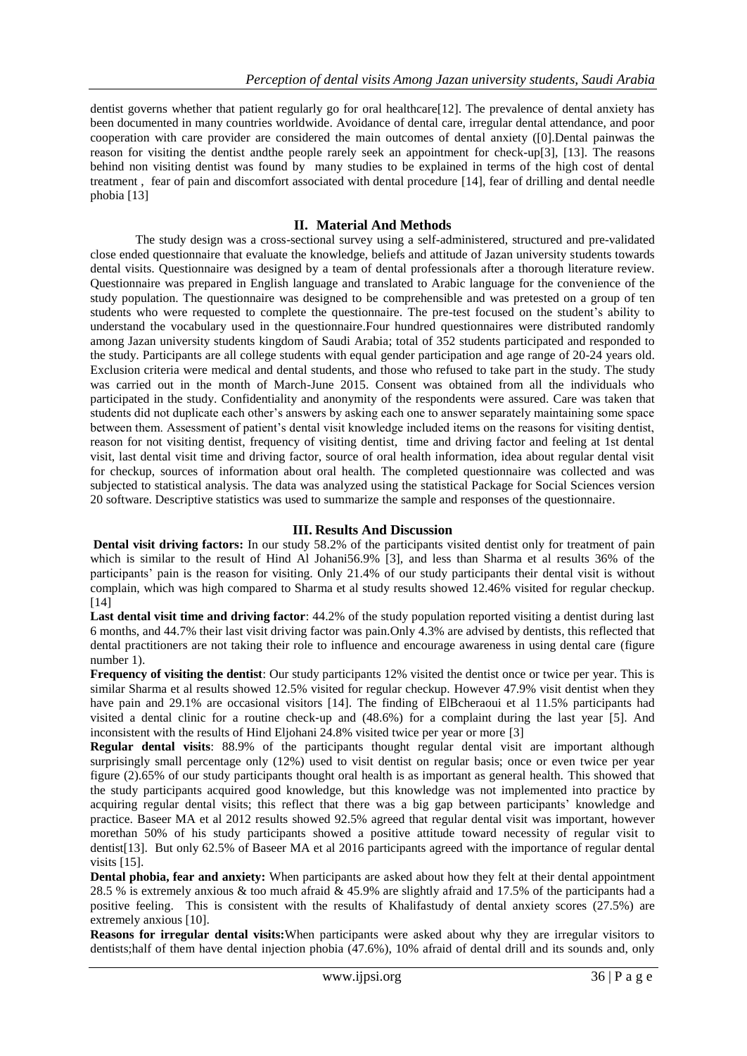dentist governs whether that patient regularly go for oral healthcare[12]. The prevalence of dental anxiety has been documented in many countries worldwide. Avoidance of dental care, irregular dental attendance, and poor cooperation with care provider are considered the main outcomes of dental anxiety ([0].Dental painwas the reason for visiting the dentist andthe people rarely seek an appointment for check-up[3], [13]. The reasons behind non visiting dentist was found by many studies to be explained in terms of the high cost of dental treatment , fear of pain and discomfort associated with dental procedure [14], fear of drilling and dental needle phobia [13]

## II. Material And Methods

The study design was a cross-sectional survey using a self-administered, structured and pre-validated close ended questionnaire that evaluate the knowledge, beliefs and attitude of Jazan university students towards dental visits. Questionnaire was designed by a team of dental professionals after a thorough literature review. Questionnaire was prepared in English language and translated to Arabic language for the convenience of the study population. The questionnaire was designed to be comprehensible and was pretested on a group of ten students who were requested to complete the questionnaire. The pre-test focused on the student's ability to understand the vocabulary used in the questionnaire.Four hundred questionnaires were distributed randomly among Jazan university students kingdom of Saudi Arabia; total of 352 students participated and responded to the study. Participants are all college students with equal gender participation and age range of 20-24 years old. Exclusion criteria were medical and dental students, and those who refused to take part in the study. The study was carried out in the month of March-June 2015. Consent was obtained from all the individuals who participated in the study. Confidentiality and anonymity of the respondents were assured. Care was taken that students did not duplicate each other's answers by asking each one to answer separately maintaining some space between them. Assessment of patient's dental visit knowledge included items on the reasons for visiting dentist, reason for not visiting dentist, frequency of visiting dentist, time and driving factor and feeling at 1st dental visit, last dental visit time and driving factor, source of oral health information, idea about regular dental visit for checkup, sources of information about oral health. The completed questionnaire was collected and was subjected to statistical analysis. The data was analyzed using the statistical Package for Social Sciences version 20 software. Descriptive statistics was used to summarize the sample and responses of the questionnaire.

## III. Results And Discussion

**Dental visit driving factors:** In our study 58.2% of the participants visited dentist only for treatment of pain which is similar to the result of Hind Al Johani56.9% [3], and less than Sharma et al results 36% of the participants' pain is the reason for visiting. Only 21.4% of our study participants their dental visit is without complain, which was high compared to Sharma et al study results showed 12.46% visited for regular checkup. [14]

**Last dental visit time and driving factor**: 44.2% of the study population reported visiting a dentist during last 6 months, and 44.7% their last visit driving factor was pain.Only 4.3% are advised by dentists, this reflected that dental practitioners are not taking their role to influence and encourage awareness in using dental care (figure number 1).

**Frequency of visiting the dentist**: Our study participants 12% visited the dentist once or twice per year. This is similar Sharma et al results showed 12.5% visited for regular checkup. However 47.9% visit dentist when they have pain and 29.1% are occasional visitors [14]. The finding of ElBcheraoui et al 11.5% participants had visited a dental clinic for a routine check-up and (48.6%) for a complaint during the last year [5]. And inconsistent with the results of Hind Eljohani 24.8% visited twice per year or more [3]

**Regular dental visits**: 88.9% of the participants thought regular dental visit are important although surprisingly small percentage only (12%) used to visit dentist on regular basis; once or even twice per year figure (2).65% of our study participants thought oral health is as important as general health. This showed that the study participants acquired good knowledge, but this knowledge was not implemented into practice by acquiring regular dental visits; this reflect that there was a big gap between participants' knowledge and practice. Baseer MA et al 2012 results showed 92.5% agreed that regular dental visit was important, however morethan 50% of his study participants showed a positive attitude toward necessity of regular visit to dentist[13]. But only 62.5% of Baseer MA et al 2016 participants agreed with the importance of regular dental visits [15].

**Dental phobia, fear and anxiety:** When participants are asked about how they felt at their dental appointment 28.5 % is extremely anxious & too much afraid & 45.9% are slightly afraid and 17.5% of the participants had a positive feeling. This is consistent with the results of Khalifastudy of dental anxiety scores (27.5%) are extremely anxious [10].

**Reasons for irregular dental visits:**When participants were asked about why they are irregular visitors to dentists;half of them have dental injection phobia (47.6%), 10% afraid of dental drill and its sounds and, only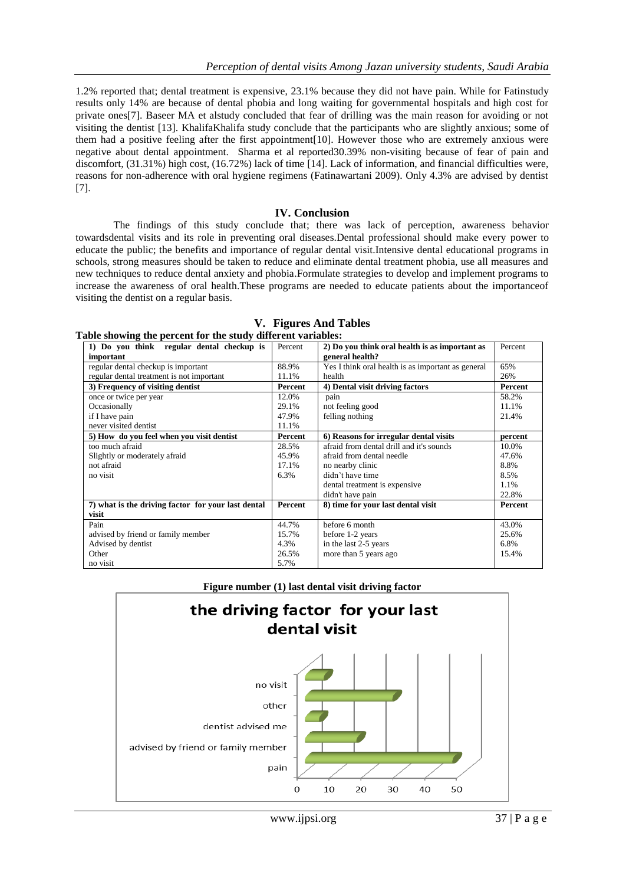1.2% reported that; dental treatment is expensive, 23.1% because they did not have pain. While for Fatinstudy results only 14% are because of dental phobia and long waiting for governmental hospitals and high cost for private ones[7]. Baseer MA et alstudy concluded that fear of drilling was the main reason for avoiding or not visiting the dentist [13]. KhalifaKhalifa study conclude that the participants who are slightly anxious; some of them had a positive feeling after the first appointment[10]. However those who are extremely anxious were negative about dental appointment. Sharma et al reported30.39% non-visiting because of fear of pain and discomfort, (31.31%) high cost, (16.72%) lack of time [14]. Lack of information, and financial difficulties were, reasons for non-adherence with oral hygiene regimens (Fatinawartani 2009). Only 4.3% are advised by dentist [7].

## IV. Conclusion

The findings of this study conclude that; there was lack of perception, awareness behavior towardsdental visits and its role in preventing oral diseases.Dental professional should make every power to educate the public; the benefits and importance of regular dental visit.Intensive dental educational programs in schools, strong measures should be taken to reduce and eliminate dental treatment phobia, use all measures and new techniques to reduce dental anxiety and phobia.Formulate strategies to develop and implement programs to increase the awareness of oral health.These programs are needed to educate patients about the importanceof visiting the dentist on a regular basis.

## V. Figures And Tables

**Table showing the percent for the study different variables:**

| **1) Do you think regular dental checkup is important** | Percent | **2) Do you think oral health is as important as general health?** | Percent |
|---|---|---|---|
| regular dental checkup is important | 88.9% | Yes I think oral health is as important as general | 65% |
| regular dental treatment is not important | 11.1% | health | 26% |
| **3) Frequency of visiting dentist** | **Percent** | **4) Dental visit driving factors** | **Percent** |
| once or twice per year | 12.0% | pain | 58.2% |
| Occasionally | 29.1% | not feeling good | 11.1% |
| if I have pain | 47.9% | felling nothing | 21.4% |
| never visited dentist | 11.1% | | |
| **5) How do you feel when you visit dentist** | **Percent** | **6) Reasons for irregular dental visits** | **percent** |
| too much afraid | 28.5% | afraid from dental drill and it's sounds | 10.0% |
| Slightly or moderately afraid | 45.9% | afraid from dental needle | 47.6% |
| not afraid | 17.1% | no nearby clinic | 8.8% |
| no visit | 6.3% | didn't have time | 8.5% |
| | | dental treatment is expensive | 1.1% |
| | | didn't have pain | 22.8% |
| **7) what is the driving factor for your last dental visit** | **Percent** | **8) time for your last dental visit** | **Percent** |
| Pain | 44.7% | before 6 month | 43.0% |
| advised by friend or family member | 15.7% | before 1-2 years | 25.6% |
| Advised by dentist | 4.3% | in the last 2-5 years | 6.8% |
| Other | 26.5% | more than 5 years ago | 15.4% |
| no visit | 5.7% | | |

**Figure number (1) last dental visit driving factor**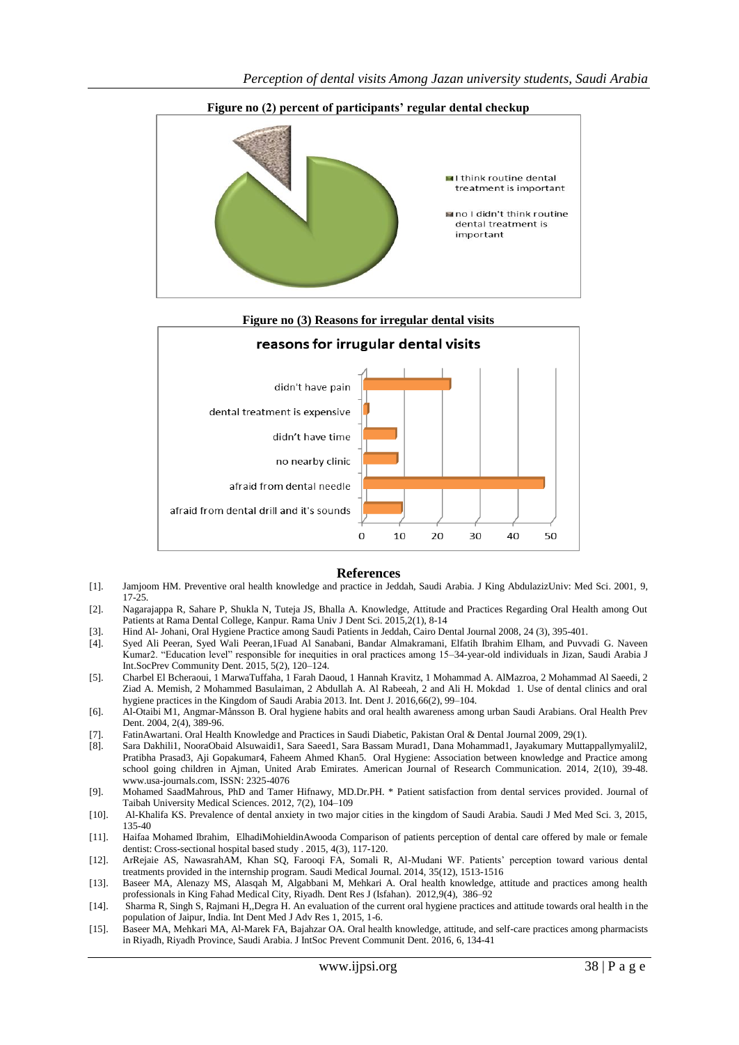**Figure no (2) percent of participants' regular dental checkup**

I think routine dental treatment is important

no I didn't think routine dental treatment is important

**Figure no (3) Reasons for irregular dental visits**

reasons for irrugular dental visits

didn't have pain

dental treatment is expensive

didn't have time

no nearby clinic

afraid from dental needle

afraid from dental drill and it's sounds

0 10 20 30 40 50

## References

[1]. Jamjoom HM. Preventive oral health knowledge and practice in Jeddah, Saudi Arabia. J King AbdulazizUniv: Med Sci. 2001, 9, 17-25.

[2]. Nagarajappa R, Sahare P, Shukla N, Tuteja JS, Bhalla A. Knowledge, Attitude and Practices Regarding Oral Health among Out Patients at Rama Dental College, Kanpur. Rama Univ J Dent Sci. 2015,2(1), 8-14

[3]. Hind Al- Johani, Oral Hygiene Practice among Saudi Patients in Jeddah, Cairo Dental Journal 2008, 24 (3), 395-401.

[4]. Syed Ali Peeran, Syed Wali Peeran,1Fuad Al Sanabani, Bandar Almakramani, Elfatih Ibrahim Elham, and Puvvadi G. Naveen Kumar2. "Education level" responsible for inequities in oral practices among 15–34-year-old individuals in Jizan, Saudi Arabia J Int.SocPrev Community Dent. 2015, 5(2), 120–124.

[5]. Charbel El Bcheraoui, 1 MarwaTuffaha, 1 Farah Daoud, 1 Hannah Kravitz, 1 Mohammad A. AlMazroa, 2 Mohammad Al Saeedi, 2 Ziad A. Memish, 2 Mohammed Basulaiman, 2 Abdullah A. Al Rabeeah, 2 and Ali H. Mokdad 1. Use of dental clinics and oral hygiene practices in the Kingdom of Saudi Arabia 2013. Int. Dent J. 2016,66(2), 99–104.

[6]. Al-Otaibi M1, Angmar-Månsson B. Oral hygiene habits and oral health awareness among urban Saudi Arabians. Oral Health Prev Dent. 2004, 2(4), 389-96.

[7]. FatinAwartani. Oral Health Knowledge and Practices in Saudi Diabetic, Pakistan Oral & Dental Journal 2009, 29(1).

[8]. Sara Dakhili1, NooraObaid Alsuwaidi1, Sara Saeed1, Sara Bassam Murad1, Dana Mohammad1, Jayakumary Muttappallymyalil2, Pratibha Prasad3, Aji Gopakumar4, Faheem Ahmed Khan5. Oral Hygiene: Association between knowledge and Practice among school going children in Ajman, United Arab Emirates. American Journal of Research Communication. 2014, 2(10), 39-48. www.usa-journals.com, ISSN: 2325-4076

[9]. Mohamed SaadMahrous, PhD and Tamer Hifnawy, MD.Dr.PH. * Patient satisfaction from dental services provided. Journal of Taibah University Medical Sciences. 2012, 7(2), 104–109

[10]. Al-Khalifa KS. Prevalence of dental anxiety in two major cities in the kingdom of Saudi Arabia. Saudi J Med Med Sci. 3, 2015, 135-40

[11]. Haifaa Mohamed Ibrahim, ElhadiMohieldinAwooda Comparison of patients perception of dental care offered by male or female dentist: Cross-sectional hospital based study . 2015, 4(3), 117-120.

[12]. ArRejaie AS, NawasrahAM, Khan SQ, Farooqi FA, Somali R, Al-Mudani WF. Patients' perception toward various dental treatments provided in the internship program. Saudi Medical Journal. 2014, 35(12), 1513-1516

[13]. Baseer MA, Alenazy MS, Alasqah M, Algabbani M, Mehkari A. Oral health knowledge, attitude and practices among health professionals in King Fahad Medical City, Riyadh. Dent Res J (Isfahan). 2012,9(4), 386–92

[14]. Sharma R, Singh S, Rajmani H,,Degra H. An evaluation of the current oral hygiene practices and attitude towards oral health in the population of Jaipur, India. Int Dent Med J Adv Res 1, 2015, 1-6.

[15]. Baseer MA, Mehkari MA, Al-Marek FA, Bajahzar OA. Oral health knowledge, attitude, and self-care practices among pharmacists in Riyadh, Riyadh Province, Saudi Arabia. J IntSoc Prevent Communit Dent. 2016, 6, 134-41